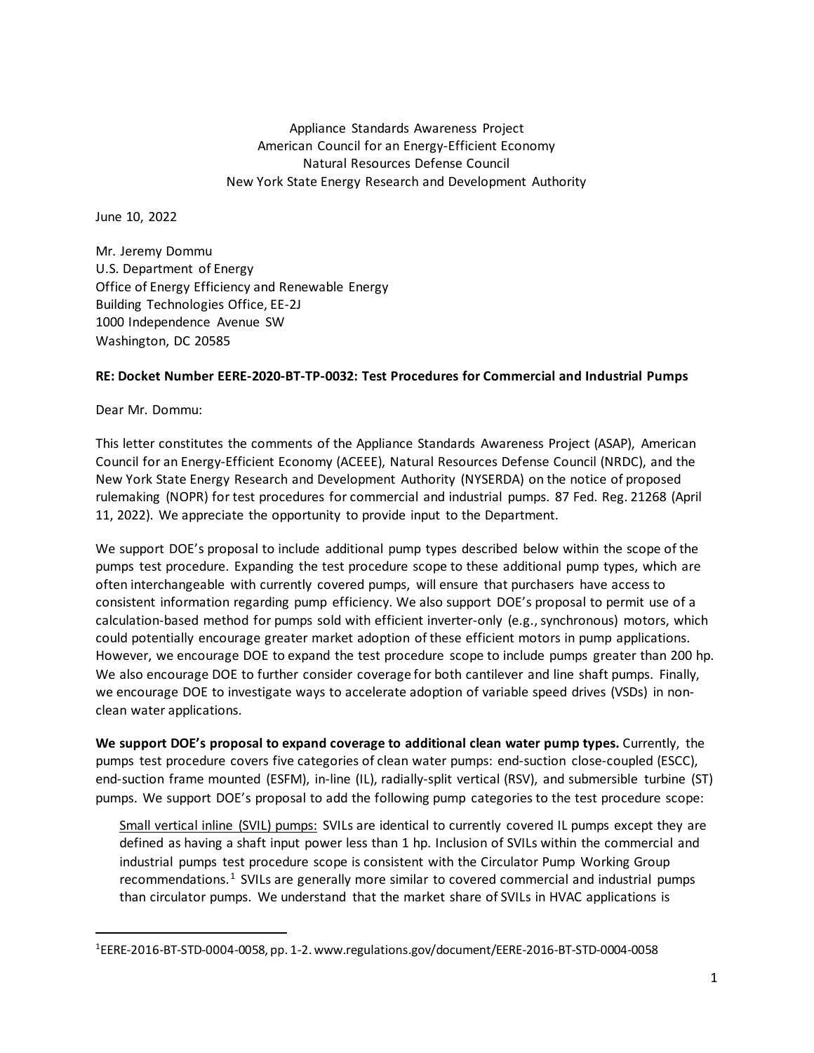Appliance Standards Awareness Project
American Council for an Energy-Efficient Economy
Natural Resources Defense Council
New York State Energy Research and Development Authority

June 10, 2022

Mr. Jeremy Dommu
U.S. Department of Energy
Office of Energy Efficiency and Renewable Energy
Building Technologies Office, EE-2J
1000 Independence Avenue SW
Washington, DC 20585

**RE: Docket Number EERE-2020-BT-TP-0032: Test Procedures for Commercial and Industrial Pumps**

Dear Mr. Dommu:

This letter constitutes the comments of the Appliance Standards Awareness Project (ASAP), American Council for an Energy-Efficient Economy (ACEEE), Natural Resources Defense Council (NRDC), and the New York State Energy Research and Development Authority (NYSERDA) on the notice of proposed rulemaking (NOPR) for test procedures for commercial and industrial pumps. 87 Fed. Reg. 21268 (April 11, 2022). We appreciate the opportunity to provide input to the Department.

We support DOE's proposal to include additional pump types described below within the scope of the pumps test procedure. Expanding the test procedure scope to these additional pump types, which are often interchangeable with currently covered pumps, will ensure that purchasers have access to consistent information regarding pump efficiency. We also support DOE's proposal to permit use of a calculation-based method for pumps sold with efficient inverter-only (e.g., synchronous) motors, which could potentially encourage greater market adoption of these efficient motors in pump applications. However, we encourage DOE to expand the test procedure scope to include pumps greater than 200 hp. We also encourage DOE to further consider coverage for both cantilever and line shaft pumps. Finally, we encourage DOE to investigate ways to accelerate adoption of variable speed drives (VSDs) in non-clean water applications.

**We support DOE's proposal to expand coverage to additional clean water pump types.** Currently, the pumps test procedure covers five categories of clean water pumps: end-suction close-coupled (ESCC), end-suction frame mounted (ESFM), in-line (IL), radially-split vertical (RSV), and submersible turbine (ST) pumps. We support DOE's proposal to add the following pump categories to the test procedure scope:

> Small vertical inline (SVIL) pumps: SVILs are identical to currently covered IL pumps except they are defined as having a shaft input power less than 1 hp. Inclusion of SVILs within the commercial and industrial pumps test procedure scope is consistent with the Circulator Pump Working Group recommendations.[1] SVILs are generally more similar to covered commercial and industrial pumps than circulator pumps. We understand that the market share of SVILs in HVAC applications is

[1] EERE-2016-BT-STD-0004-0058, pp. 1-2. www.regulations.gov/document/EERE-2016-BT-STD-0004-0058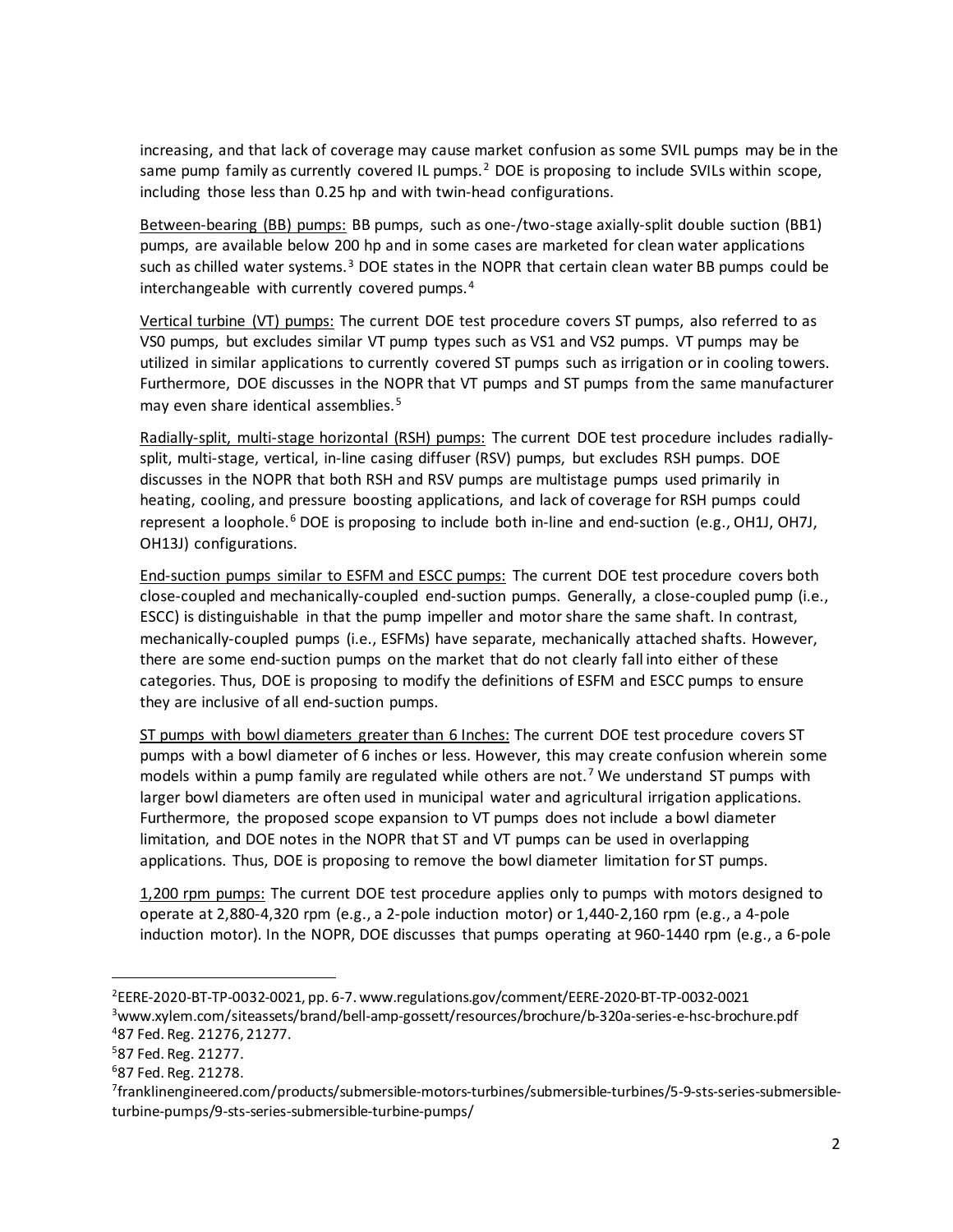increasing, and that lack of coverage may cause market confusion as some SVIL pumps may be in the same pump family as currently covered IL pumps.[2] DOE is proposing to include SVILs within scope, including those less than 0.25 hp and with twin-head configurations.

Between-bearing (BB) pumps: BB pumps, such as one-/two-stage axially-split double suction (BB1) pumps, are available below 200 hp and in some cases are marketed for clean water applications such as chilled water systems.[3] DOE states in the NOPR that certain clean water BB pumps could be interchangeable with currently covered pumps.[4]

Vertical turbine (VT) pumps: The current DOE test procedure covers ST pumps, also referred to as VS0 pumps, but excludes similar VT pump types such as VS1 and VS2 pumps. VT pumps may be utilized in similar applications to currently covered ST pumps such as irrigation or in cooling towers. Furthermore, DOE discusses in the NOPR that VT pumps and ST pumps from the same manufacturer may even share identical assemblies.[5]

Radially-split, multi-stage horizontal (RSH) pumps: The current DOE test procedure includes radially-split, multi-stage, vertical, in-line casing diffuser (RSV) pumps, but excludes RSH pumps. DOE discusses in the NOPR that both RSH and RSV pumps are multistage pumps used primarily in heating, cooling, and pressure boosting applications, and lack of coverage for RSH pumps could represent a loophole.[6] DOE is proposing to include both in-line and end-suction (e.g., OH1J, OH7J, OH13J) configurations.

End-suction pumps similar to ESFM and ESCC pumps: The current DOE test procedure covers both close-coupled and mechanically-coupled end-suction pumps. Generally, a close-coupled pump (i.e., ESCC) is distinguishable in that the pump impeller and motor share the same shaft. In contrast, mechanically-coupled pumps (i.e., ESFMs) have separate, mechanically attached shafts. However, there are some end-suction pumps on the market that do not clearly fall into either of these categories. Thus, DOE is proposing to modify the definitions of ESFM and ESCC pumps to ensure they are inclusive of all end-suction pumps.

ST pumps with bowl diameters greater than 6 Inches: The current DOE test procedure covers ST pumps with a bowl diameter of 6 inches or less. However, this may create confusion wherein some models within a pump family are regulated while others are not.[7] We understand ST pumps with larger bowl diameters are often used in municipal water and agricultural irrigation applications. Furthermore, the proposed scope expansion to VT pumps does not include a bowl diameter limitation, and DOE notes in the NOPR that ST and VT pumps can be used in overlapping applications. Thus, DOE is proposing to remove the bowl diameter limitation for ST pumps.

1,200 rpm pumps: The current DOE test procedure applies only to pumps with motors designed to operate at 2,880-4,320 rpm (e.g., a 2-pole induction motor) or 1,440-2,160 rpm (e.g., a 4-pole induction motor). In the NOPR, DOE discusses that pumps operating at 960-1440 rpm (e.g., a 6-pole

---

[2] EERE-2020-BT-TP-0032-0021, pp. 6-7. www.regulations.gov/comment/EERE-2020-BT-TP-0032-0021

[3] www.xylem.com/siteassets/brand/bell-amp-gossett/resources/brochure/b-320a-series-e-hsc-brochure.pdf

[4] 87 Fed. Reg. 21276, 21277.

[5] 87 Fed. Reg. 21277.

[6] 87 Fed. Reg. 21278.

[7] franklinengineered.com/products/submersible-motors-turbines/submersible-turbines/5-9-sts-series-submersible-turbine-pumps/9-sts-series-submersible-turbine-pumps/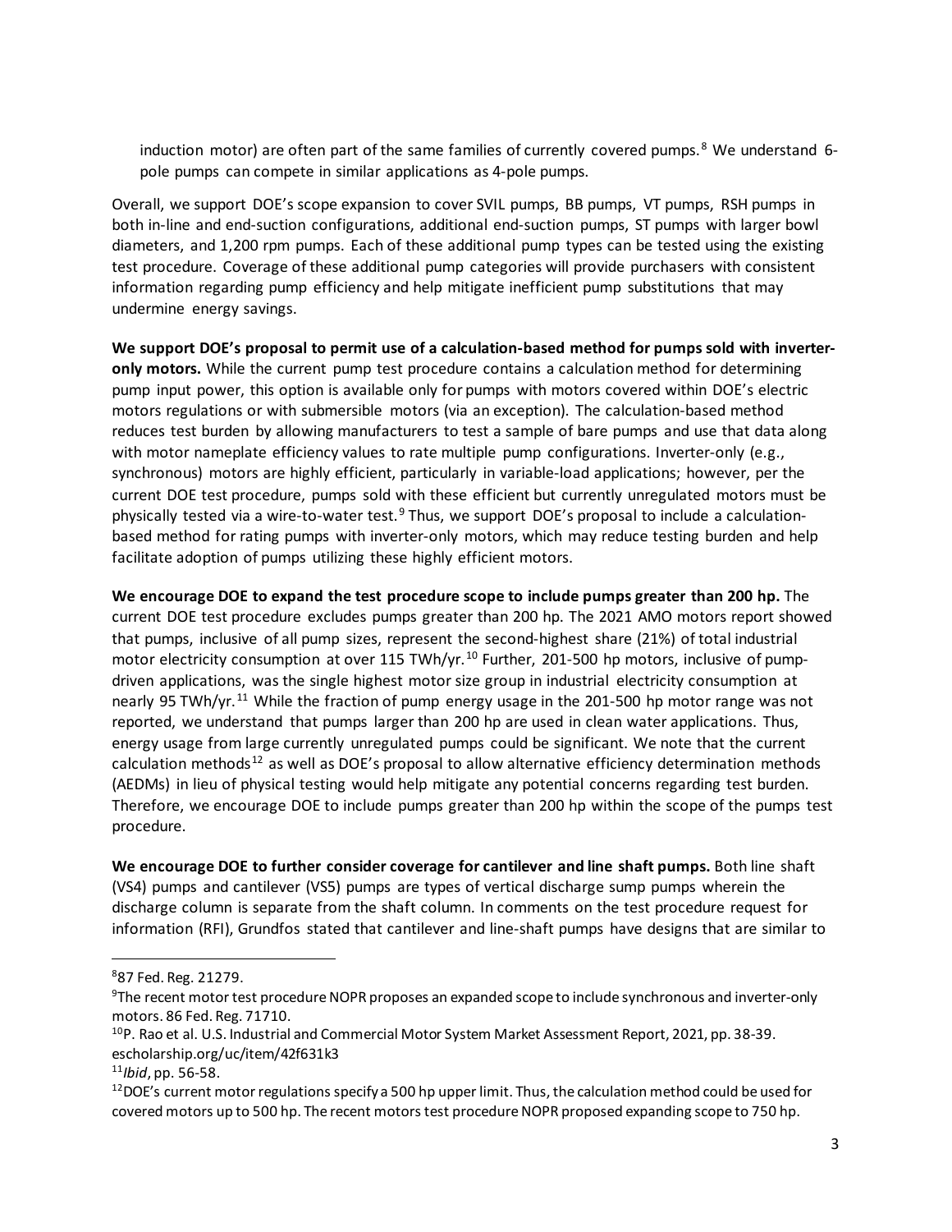induction motor) are often part of the same families of currently covered pumps.[8] We understand 6-pole pumps can compete in similar applications as 4-pole pumps.

Overall, we support DOE's scope expansion to cover SVIL pumps, BB pumps, VT pumps, RSH pumps in both in-line and end-suction configurations, additional end-suction pumps, ST pumps with larger bowl diameters, and 1,200 rpm pumps. Each of these additional pump types can be tested using the existing test procedure. Coverage of these additional pump categories will provide purchasers with consistent information regarding pump efficiency and help mitigate inefficient pump substitutions that may undermine energy savings.

**We support DOE's proposal to permit use of a calculation-based method for pumps sold with inverter-only motors.** While the current pump test procedure contains a calculation method for determining pump input power, this option is available only for pumps with motors covered within DOE's electric motors regulations or with submersible motors (via an exception). The calculation-based method reduces test burden by allowing manufacturers to test a sample of bare pumps and use that data along with motor nameplate efficiency values to rate multiple pump configurations. Inverter-only (e.g., synchronous) motors are highly efficient, particularly in variable-load applications; however, per the current DOE test procedure, pumps sold with these efficient but currently unregulated motors must be physically tested via a wire-to-water test.[9] Thus, we support DOE's proposal to include a calculation-based method for rating pumps with inverter-only motors, which may reduce testing burden and help facilitate adoption of pumps utilizing these highly efficient motors.

**We encourage DOE to expand the test procedure scope to include pumps greater than 200 hp.** The current DOE test procedure excludes pumps greater than 200 hp. The 2021 AMO motors report showed that pumps, inclusive of all pump sizes, represent the second-highest share (21%) of total industrial motor electricity consumption at over 115 TWh/yr.[10] Further, 201-500 hp motors, inclusive of pump-driven applications, was the single highest motor size group in industrial electricity consumption at nearly 95 TWh/yr.[11] While the fraction of pump energy usage in the 201-500 hp motor range was not reported, we understand that pumps larger than 200 hp are used in clean water applications. Thus, energy usage from large currently unregulated pumps could be significant. We note that the current calculation methods[12] as well as DOE's proposal to allow alternative efficiency determination methods (AEDMs) in lieu of physical testing would help mitigate any potential concerns regarding test burden. Therefore, we encourage DOE to include pumps greater than 200 hp within the scope of the pumps test procedure.

**We encourage DOE to further consider coverage for cantilever and line shaft pumps.** Both line shaft (VS4) pumps and cantilever (VS5) pumps are types of vertical discharge sump pumps wherein the discharge column is separate from the shaft column. In comments on the test procedure request for information (RFI), Grundfos stated that cantilever and line-shaft pumps have designs that are similar to

---

[8] 87 Fed. Reg. 21279.

[9] The recent motor test procedure NOPR proposes an expanded scope to include synchronous and inverter-only motors. 86 Fed. Reg. 71710.

[10] P. Rao et al. U.S. Industrial and Commercial Motor System Market Assessment Report, 2021, pp. 38-39. escholarship.org/uc/item/42f631k3

[11] *Ibid*, pp. 56-58.

[12] DOE's current motor regulations specify a 500 hp upper limit. Thus, the calculation method could be used for covered motors up to 500 hp. The recent motors test procedure NOPR proposed expanding scope to 750 hp.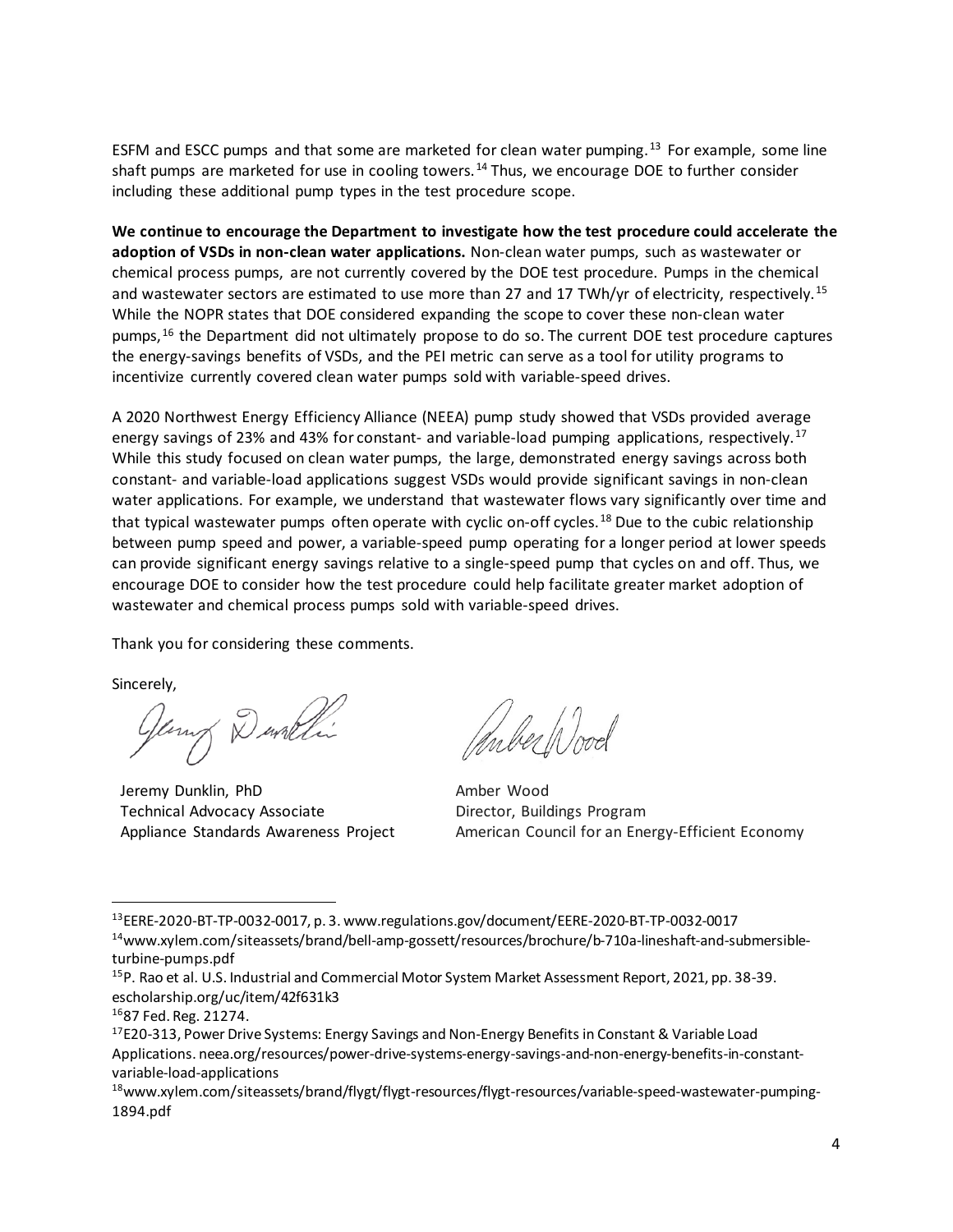ESFM and ESCC pumps and that some are marketed for clean water pumping.[13] For example, some line shaft pumps are marketed for use in cooling towers.[14] Thus, we encourage DOE to further consider including these additional pump types in the test procedure scope.

**We continue to encourage the Department to investigate how the test procedure could accelerate the adoption of VSDs in non-clean water applications.** Non-clean water pumps, such as wastewater or chemical process pumps, are not currently covered by the DOE test procedure. Pumps in the chemical and wastewater sectors are estimated to use more than 27 and 17 TWh/yr of electricity, respectively.[15] While the NOPR states that DOE considered expanding the scope to cover these non-clean water pumps,[16] the Department did not ultimately propose to do so. The current DOE test procedure captures the energy-savings benefits of VSDs, and the PEI metric can serve as a tool for utility programs to incentivize currently covered clean water pumps sold with variable-speed drives.

A 2020 Northwest Energy Efficiency Alliance (NEEA) pump study showed that VSDs provided average energy savings of 23% and 43% for constant- and variable-load pumping applications, respectively.[17] While this study focused on clean water pumps, the large, demonstrated energy savings across both constant- and variable-load applications suggest VSDs would provide significant savings in non-clean water applications. For example, we understand that wastewater flows vary significantly over time and that typical wastewater pumps often operate with cyclic on-off cycles.[18] Due to the cubic relationship between pump speed and power, a variable-speed pump operating for a longer period at lower speeds can provide significant energy savings relative to a single-speed pump that cycles on and off. Thus, we encourage DOE to consider how the test procedure could help facilitate greater market adoption of wastewater and chemical process pumps sold with variable-speed drives.

Thank you for considering these comments.

Sincerely,

Jeremy Dunklin, PhD
Technical Advocacy Associate
Appliance Standards Awareness Project

Amber Wood
Director, Buildings Program
American Council for an Energy-Efficient Economy

---

[13] EERE-2020-BT-TP-0032-0017, p. 3. www.regulations.gov/document/EERE-2020-BT-TP-0032-0017

[14] www.xylem.com/siteassets/brand/bell-amp-gossett/resources/brochure/b-710a-lineshaft-and-submersible-turbine-pumps.pdf

[15] P. Rao et al. U.S. Industrial and Commercial Motor System Market Assessment Report, 2021, pp. 38-39. escholarship.org/uc/item/42f631k3

[16] 87 Fed. Reg. 21274.

[17] E20-313, Power Drive Systems: Energy Savings and Non-Energy Benefits in Constant & Variable Load Applications. neea.org/resources/power-drive-systems-energy-savings-and-non-energy-benefits-in-constant-variable-load-applications

[18] www.xylem.com/siteassets/brand/flygt/flygt-resources/flygt-resources/variable-speed-wastewater-pumping-1894.pdf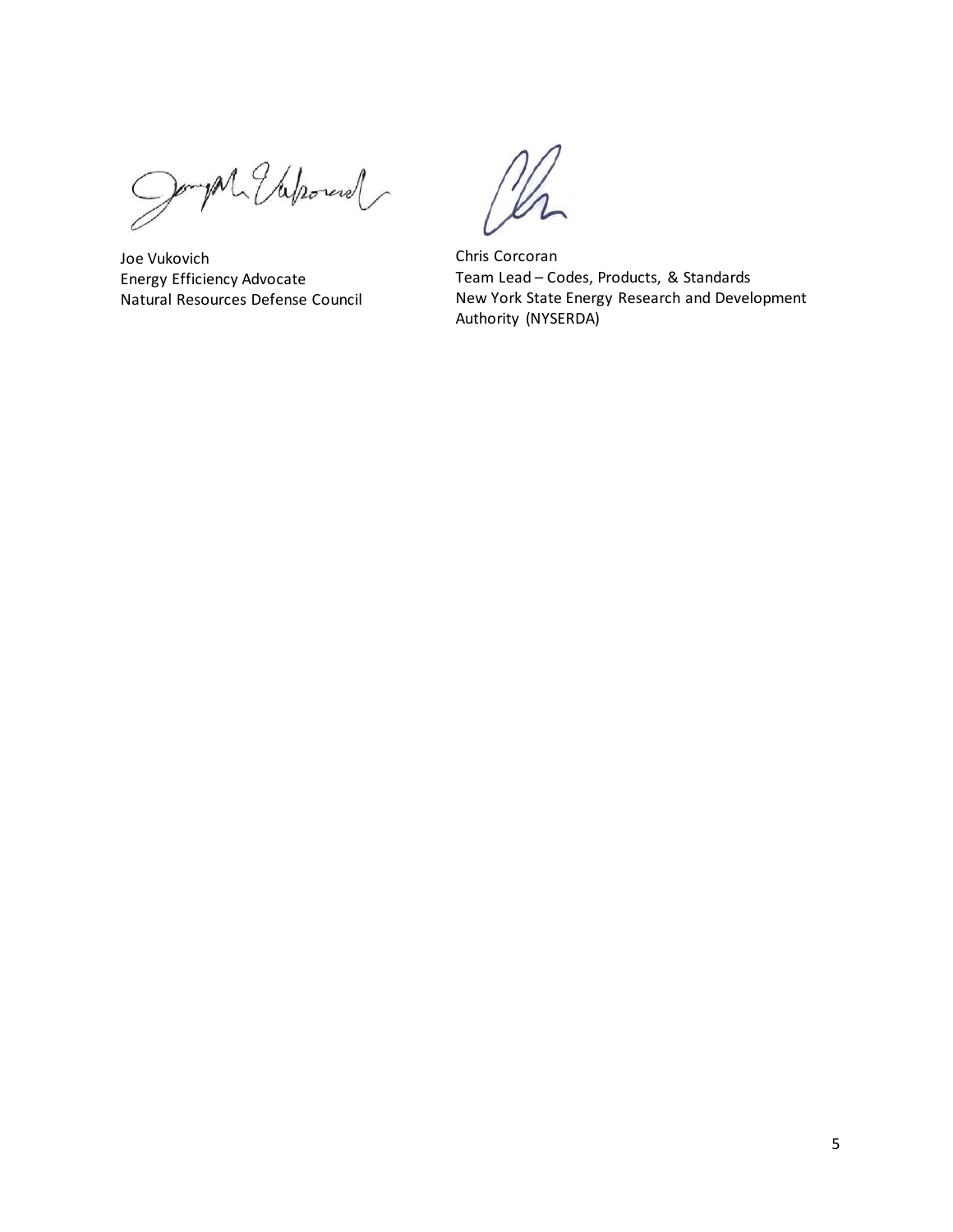Joe Vukovich
Energy Efficiency Advocate
Natural Resources Defense Council

Chris Corcoran
Team Lead – Codes, Products, & Standards
New York State Energy Research and Development Authority (NYSERDA)